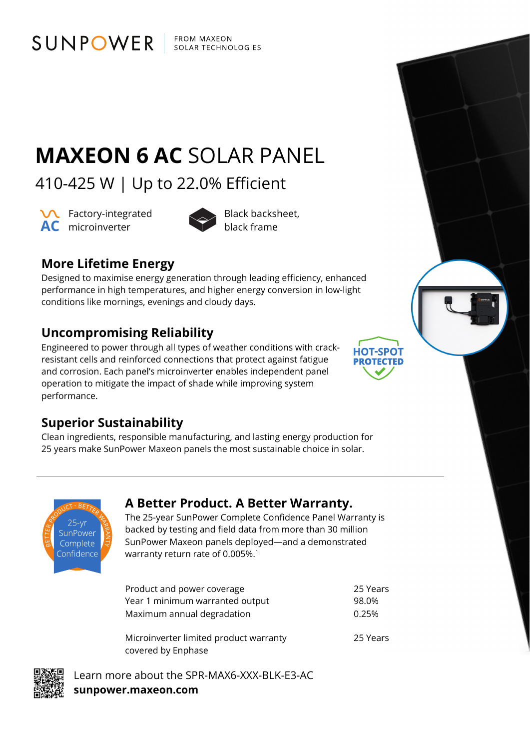SUNPOWER | FROM MAXEON SOLAR TECHNOLOGIES

# **MAXEON 6 AC** SOLAR PANEL

## 410-425 W | Up to 22.0% Efficient

AC Factory-integrated microinverter

Black backsheet, black frame

### More Lifetime Energy

Designed to maximise energy generation through leading efficiency, enhanced performance in high temperatures, and higher energy conversion in low-light conditions like mornings, evenings and cloudy days.

### Uncompromising Reliability

Engineered to power through all types of weather conditions with crack-resistant cells and reinforced connections that protect against fatigue and corrosion. Each panel's microinverter enables independent panel operation to mitigate the impact of shade while improving system performance.

HOT-SPOT PROTECTED

### Superior Sustainability

Clean ingredients, responsible manufacturing, and lasting energy production for 25 years make SunPower Maxeon panels the most sustainable choice in solar.

---

BETTER PRODUCT · BETTER WARRANTY — 25-yr SunPower Complete Confidence

### A Better Product. A Better Warranty.

The 25-year SunPower Complete Confidence Panel Warranty is backed by testing and field data from more than 30 million SunPower Maxeon panels deployed—and a demonstrated warranty return rate of 0.005%.[1]

| | |
|---|---|
| Product and power coverage | 25 Years |
| Year 1 minimum warranted output | 98.0% |
| Maximum annual degradation | 0.25% |
| Microinverter limited product warranty covered by Enphase | 25 Years |

Learn more about the SPR-MAX6-XXX-BLK-E3-AC
**sunpower.maxeon.com**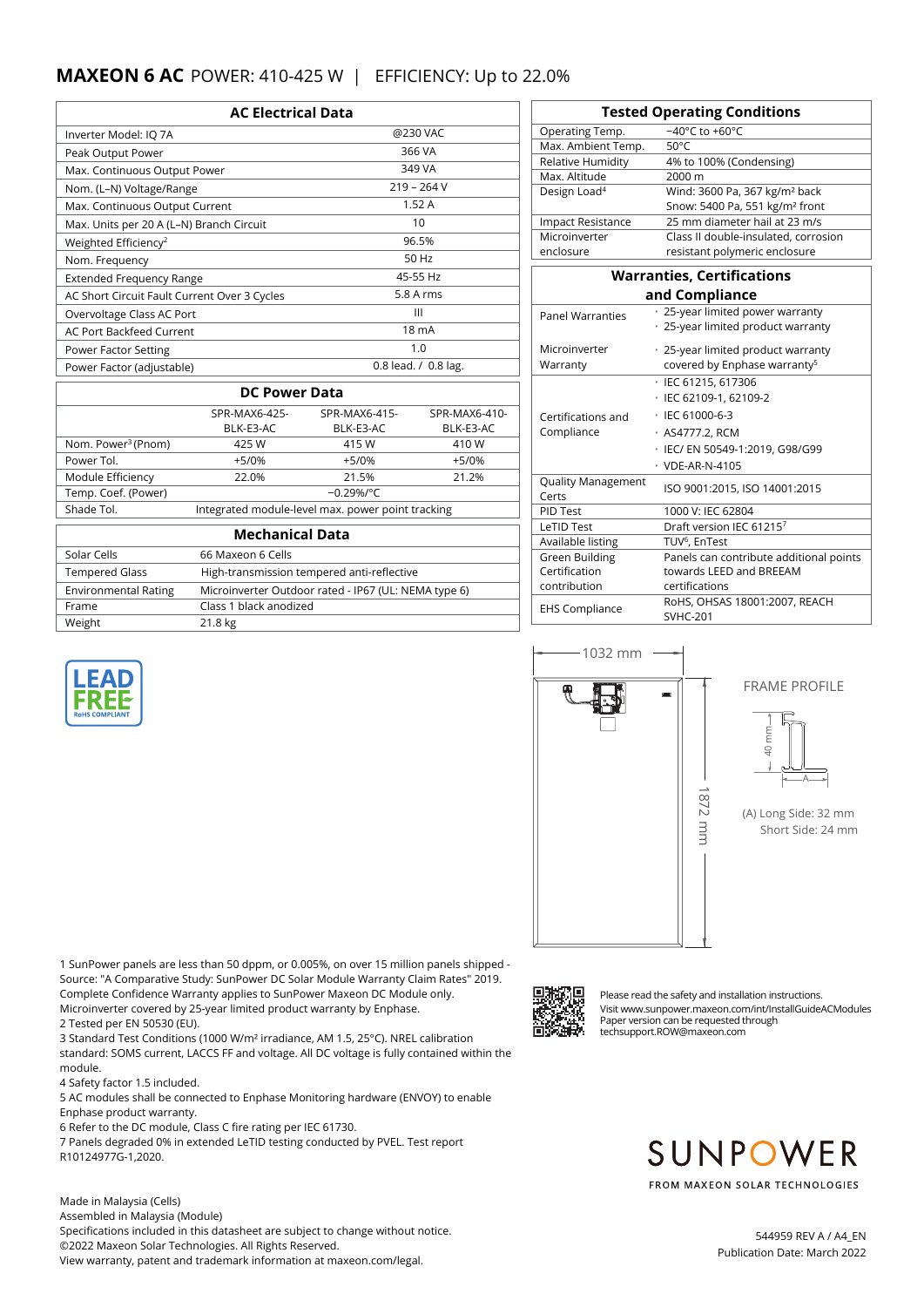# MAXEON 6 AC POWER: 410-425 W | EFFICIENCY: Up to 22.0%

| AC Electrical Data | |
|---|---|
| Inverter Model: IQ 7A | @230 VAC |
| Peak Output Power | 366 VA |
| Max. Continuous Output Power | 349 VA |
| Nom. (L–N) Voltage/Range | 219 – 264 V |
| Max. Continuous Output Current | 1.52 A |
| Max. Units per 20 A (L–N) Branch Circuit | 10 |
| Weighted Efficiency[2] | 96.5% |
| Nom. Frequency | 50 Hz |
| Extended Frequency Range | 45-55 Hz |
| AC Short Circuit Fault Current Over 3 Cycles | 5.8 A rms |
| Overvoltage Class AC Port | III |
| AC Port Backfeed Current | 18 mA |
| Power Factor Setting | 1.0 |
| Power Factor (adjustable) | 0.8 lead. / 0.8 lag. |

| DC Power Data | | | |
|---|---|---|---|
| | SPR-MAX6-425-BLK-E3-AC | SPR-MAX6-415-BLK-E3-AC | SPR-MAX6-410-BLK-E3-AC |
| Nom. Power[3] (Pnom) | 425 W | 415 W | 410 W |
| Power Tol. | +5/0% | +5/0% | +5/0% |
| Module Efficiency | 22.0% | 21.5% | 21.2% |
| Temp. Coef. (Power) | −0.29%/°C | | |
| Shade Tol. | Integrated module-level max. power point tracking | | |

| Mechanical Data | |
|---|---|
| Solar Cells | 66 Maxeon 6 Cells |
| Tempered Glass | High-transmission tempered anti-reflective |
| Environmental Rating | Microinverter Outdoor rated - IP67 (UL: NEMA type 6) |
| Frame | Class 1 black anodized |
| Weight | 21.8 kg |

LEAD FREE RoHS COMPLIANT

| Tested Operating Conditions | |
|---|---|
| Operating Temp. | −40°C to +60°C |
| Max. Ambient Temp. | 50°C |
| Relative Humidity | 4% to 100% (Condensing) |
| Max. Altitude | 2000 m |
| Design Load[4] | Wind: 3600 Pa, 367 kg/m² back<br>Snow: 5400 Pa, 551 kg/m² front |
| Impact Resistance | 25 mm diameter hail at 23 m/s |
| Microinverter enclosure | Class II double-insulated, corrosion resistant polymeric enclosure |

| Warranties, Certifications and Compliance | |
|---|---|
| Panel Warranties | • 25-year limited power warranty<br>• 25-year limited product warranty |
| Microinverter Warranty | • 25-year limited product warranty covered by Enphase warranty[5] |
| Certifications and Compliance | • IEC 61215, 617306<br>• IEC 62109-1, 62109-2<br>• IEC 61000-6-3<br>• AS4777.2, RCM<br>• IEC/ EN 50549-1:2019, G98/G99<br>• VDE-AR-N-4105 |
| Quality Management Certs | ISO 9001:2015, ISO 14001:2015 |
| PID Test | 1000 V: IEC 62804 |
| LeTID Test | Draft version IEC 61215[7] |
| Available listing | TUV[6], EnTest |
| Green Building Certification contribution | Panels can contribute additional points towards LEED and BREEAM certifications |
| EHS Compliance | RoHS, OHSAS 18001:2007, REACH SVHC-201 |

1032 mm

1872 mm

FRAME PROFILE

40 mm

A

(A) Long Side: 32 mm
Short Side: 24 mm

1 SunPower panels are less than 50 dppm, or 0.005%, on over 15 million panels shipped - Source: "A Comparative Study: SunPower DC Solar Module Warranty Claim Rates" 2019. Complete Confidence Warranty applies to SunPower Maxeon DC Module only. Microinverter covered by 25-year limited product warranty by Enphase.
2 Tested per EN 50530 (EU).
3 Standard Test Conditions (1000 W/m² irradiance, AM 1.5, 25°C). NREL calibration standard: SOMS current, LACCS FF and voltage. All DC voltage is fully contained within the module.
4 Safety factor 1.5 included.
5 AC modules shall be connected to Enphase Monitoring hardware (ENVOY) to enable Enphase product warranty.
6 Refer to the DC module, Class C fire rating per IEC 61730.
7 Panels degraded 0% in extended LeTID testing conducted by PVEL. Test report R10124977G-1,2020.

Please read the safety and installation instructions.
Visit www.sunpower.maxeon.com/int/InstallGuideACModules
Paper version can be requested through
techsupport.ROW@maxeon.com

Made in Malaysia (Cells)
Assembled in Malaysia (Module)
Specifications included in this datasheet are subject to change without notice.
©2022 Maxeon Solar Technologies. All Rights Reserved.
View warranty, patent and trademark information at maxeon.com/legal.

SUNPOWER
FROM MAXEON SOLAR TECHNOLOGIES

544959 REV A / A4_EN
Publication Date: March 2022